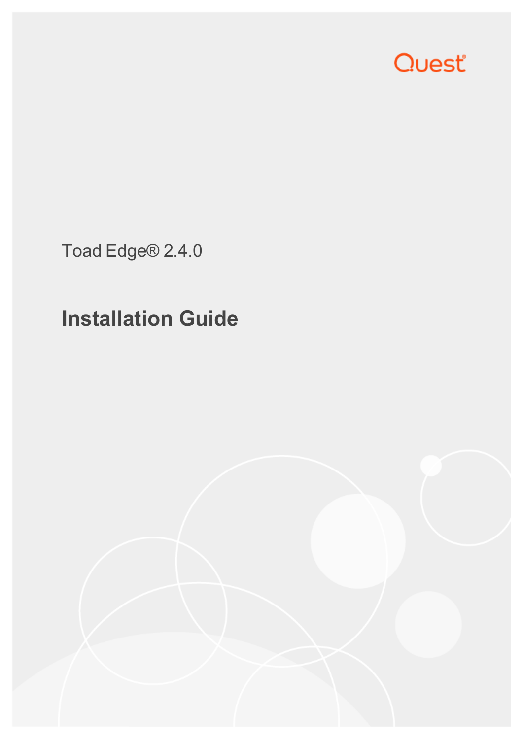Quest®

Toad Edge® 2.4.0

# Installation Guide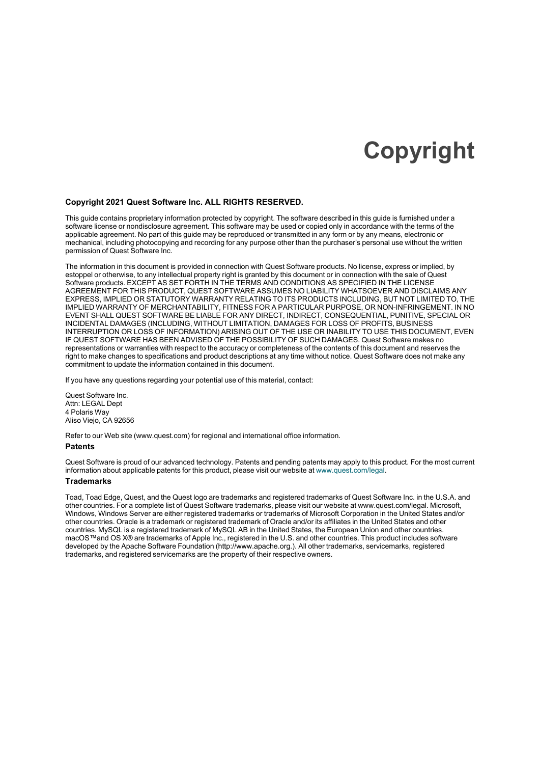# Copyright

**Copyright 2021 Quest Software Inc. ALL RIGHTS RESERVED.**

This guide contains proprietary information protected by copyright. The software described in this guide is furnished under a software license or nondisclosure agreement. This software may be used or copied only in accordance with the terms of the applicable agreement. No part of this guide may be reproduced or transmitted in any form or by any means, electronic or mechanical, including photocopying and recording for any purpose other than the purchaser's personal use without the written permission of Quest Software Inc.

The information in this document is provided in connection with Quest Software products. No license, express or implied, by estoppel or otherwise, to any intellectual property right is granted by this document or in connection with the sale of Quest Software products. EXCEPT AS SET FORTH IN THE TERMS AND CONDITIONS AS SPECIFIED IN THE LICENSE AGREEMENT FOR THIS PRODUCT, QUEST SOFTWARE ASSUMES NO LIABILITY WHATSOEVER AND DISCLAIMS ANY EXPRESS, IMPLIED OR STATUTORY WARRANTY RELATING TO ITS PRODUCTS INCLUDING, BUT NOT LIMITED TO, THE IMPLIED WARRANTY OF MERCHANTABILITY, FITNESS FOR A PARTICULAR PURPOSE, OR NON-INFRINGEMENT. IN NO EVENT SHALL QUEST SOFTWARE BE LIABLE FOR ANY DIRECT, INDIRECT, CONSEQUENTIAL, PUNITIVE, SPECIAL OR INCIDENTAL DAMAGES (INCLUDING, WITHOUT LIMITATION, DAMAGES FOR LOSS OF PROFITS, BUSINESS INTERRUPTION OR LOSS OF INFORMATION) ARISING OUT OF THE USE OR INABILITY TO USE THIS DOCUMENT, EVEN IF QUEST SOFTWARE HAS BEEN ADVISED OF THE POSSIBILITY OF SUCH DAMAGES. Quest Software makes no representations or warranties with respect to the accuracy or completeness of the contents of this document and reserves the right to make changes to specifications and product descriptions at any time without notice. Quest Software does not make any commitment to update the information contained in this document.

If you have any questions regarding your potential use of this material, contact:

Quest Software Inc.
Attn: LEGAL Dept
4 Polaris Way
Aliso Viejo, CA 92656

Refer to our Web site (www.quest.com) for regional and international office information.

### Patents

Quest Software is proud of our advanced technology. Patents and pending patents may apply to this product. For the most current information about applicable patents for this product, please visit our website at www.quest.com/legal.

### Trademarks

Toad, Toad Edge, Quest, and the Quest logo are trademarks and registered trademarks of Quest Software Inc. in the U.S.A. and other countries. For a complete list of Quest Software trademarks, please visit our website at www.quest.com/legal. Microsoft, Windows, Windows Server are either registered trademarks or trademarks of Microsoft Corporation in the United States and/or other countries. Oracle is a trademark or registered trademark of Oracle and/or its affiliates in the United States and other countries. MySQL is a registered trademark of MySQL AB in the United States, the European Union and other countries. macOS™and OS X® are trademarks of Apple Inc., registered in the U.S. and other countries. This product includes software developed by the Apache Software Foundation (http://www.apache.org.). All other trademarks, servicemarks, registered trademarks, and registered servicemarks are the property of their respective owners.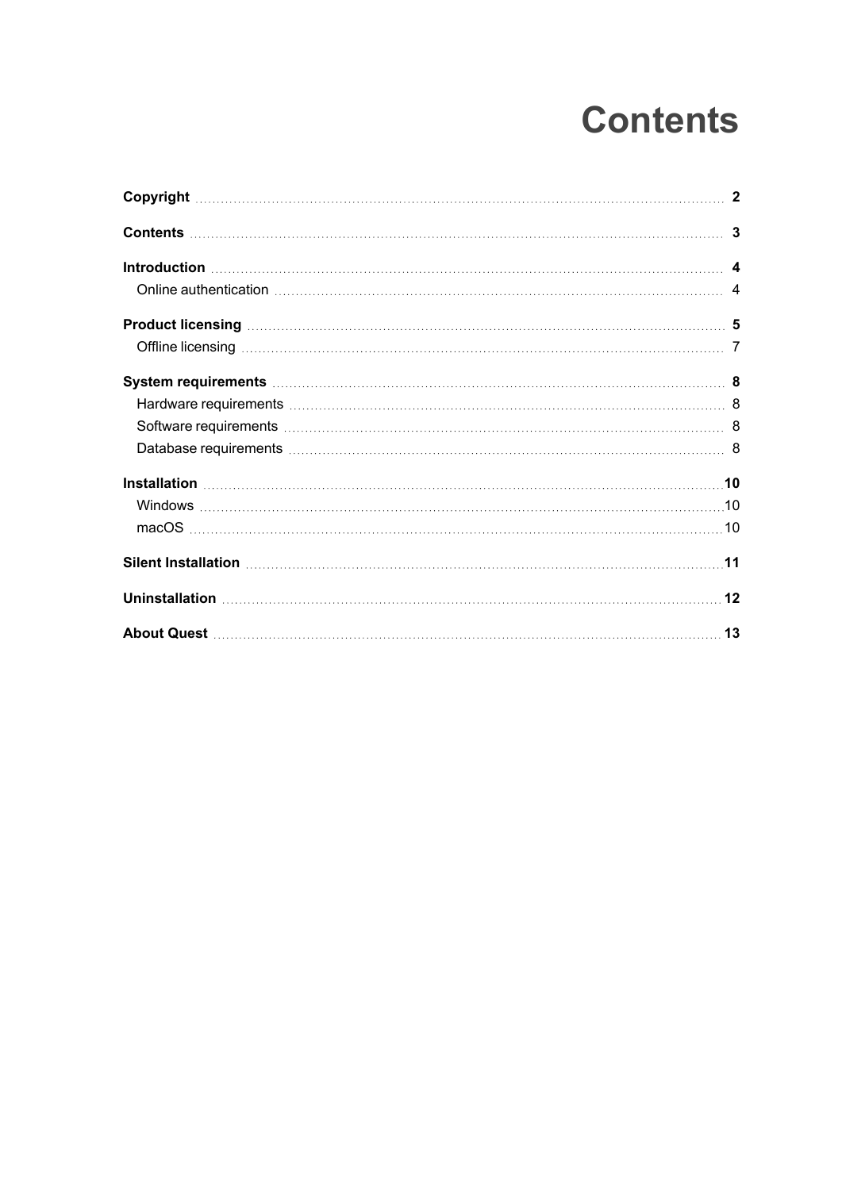# Contents

**Copyright** ........ **2**

**Contents** ........ **3**

**Introduction** ........ **4**

- Online authentication ........ 4

**Product licensing** ........ **5**

- Offline licensing ........ 7

**System requirements** ........ **8**

- Hardware requirements ........ 8
- Software requirements ........ 8
- Database requirements ........ 8

**Installation** ........ **10**

- Windows ........ 10
- macOS ........ 10

**Silent Installation** ........ **11**

**Uninstallation** ........ **12**

**About Quest** ........ **13**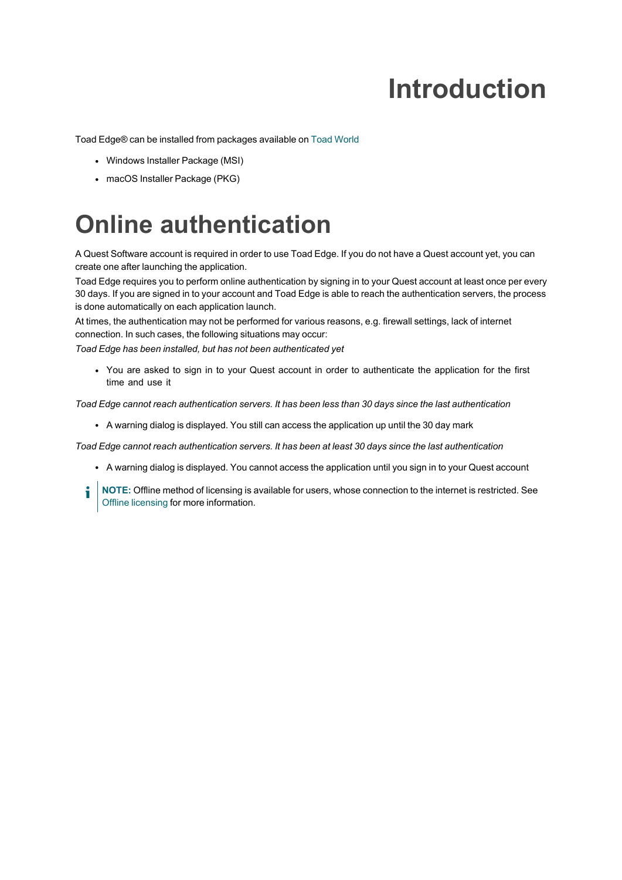# Introduction

Toad Edge® can be installed from packages available on Toad World

- Windows Installer Package (MSI)
- macOS Installer Package (PKG)

# Online authentication

A Quest Software account is required in order to use Toad Edge. If you do not have a Quest account yet, you can create one after launching the application.

Toad Edge requires you to perform online authentication by signing in to your Quest account at least once per every 30 days. If you are signed in to your account and Toad Edge is able to reach the authentication servers, the process is done automatically on each application launch.

At times, the authentication may not be performed for various reasons, e.g. firewall settings, lack of internet connection. In such cases, the following situations may occur:

*Toad Edge has been installed, but has not been authenticated yet*

- You are asked to sign in to your Quest account in order to authenticate the application for the first time and use it

*Toad Edge cannot reach authentication servers. It has been less than 30 days since the last authentication*

- A warning dialog is displayed. You still can access the application up until the 30 day mark

*Toad Edge cannot reach authentication servers. It has been at least 30 days since the last authentication*

- A warning dialog is displayed. You cannot access the application until you sign in to your Quest account

**NOTE:** Offline method of licensing is available for users, whose connection to the internet is restricted. See Offline licensing for more information.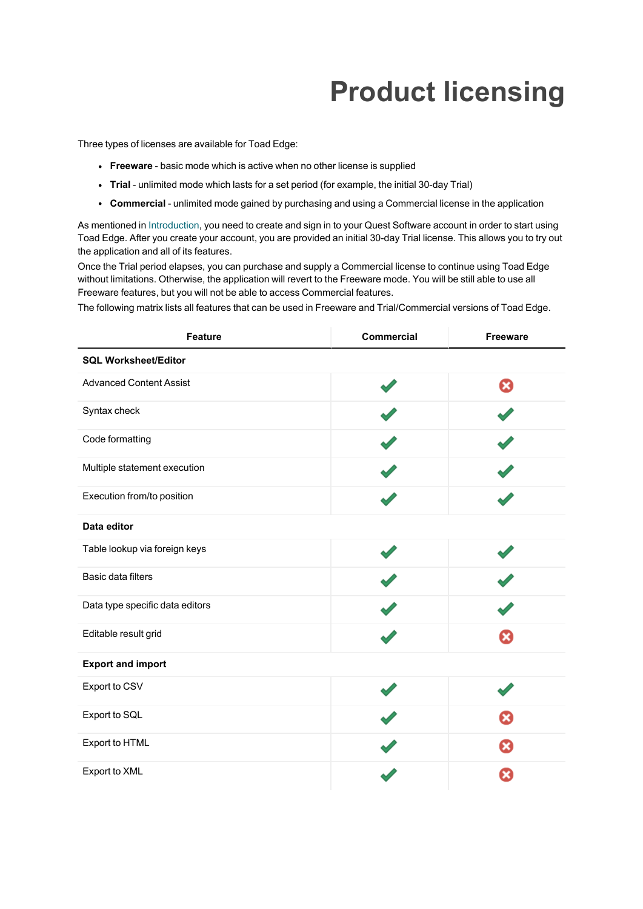# Product licensing

Three types of licenses are available for Toad Edge:

- **Freeware** - basic mode which is active when no other license is supplied
- **Trial** - unlimited mode which lasts for a set period (for example, the initial 30-day Trial)
- **Commercial** - unlimited mode gained by purchasing and using a Commercial license in the application

As mentioned in Introduction, you need to create and sign in to your Quest Software account in order to start using Toad Edge. After you create your account, you are provided an initial 30-day Trial license. This allows you to try out the application and all of its features.

Once the Trial period elapses, you can purchase and supply a Commercial license to continue using Toad Edge without limitations. Otherwise, the application will revert to the Freeware mode. You will be still able to use all Freeware features, but you will not be able to access Commercial features.

The following matrix lists all features that can be used in Freeware and Trial/Commercial versions of Toad Edge.

| Feature | Commercial | Freeware |
|---|---|---|
| **SQL Worksheet/Editor** | | |
| Advanced Content Assist | ✔ | ✖ |
| Syntax check | ✔ | ✔ |
| Code formatting | ✔ | ✔ |
| Multiple statement execution | ✔ | ✔ |
| Execution from/to position | ✔ | ✔ |
| **Data editor** | | |
| Table lookup via foreign keys | ✔ | ✔ |
| Basic data filters | ✔ | ✔ |
| Data type specific data editors | ✔ | ✔ |
| Editable result grid | ✔ | ✖ |
| **Export and import** | | |
| Export to CSV | ✔ | ✔ |
| Export to SQL | ✔ | ✖ |
| Export to HTML | ✔ | ✖ |
| Export to XML | ✔ | ✖ |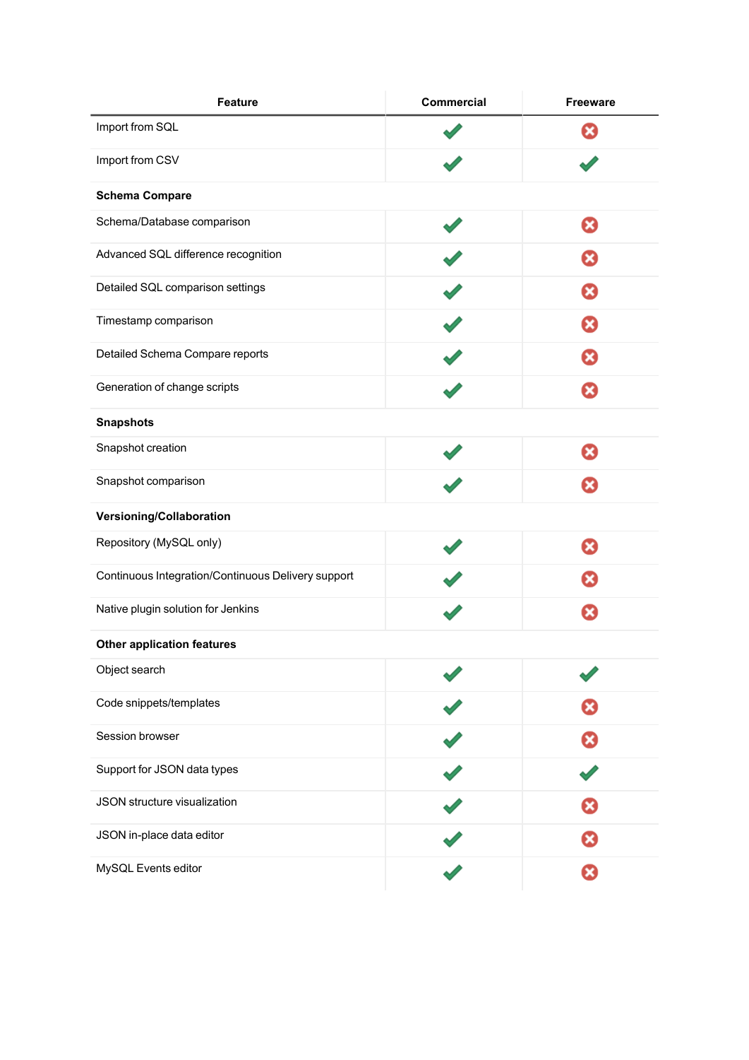| Feature | Commercial | Freeware |
| --- | --- | --- |
| Import from SQL | ✔ | ✖ |
| Import from CSV | ✔ | ✔ |
| **Schema Compare** | | |
| Schema/Database comparison | ✔ | ✖ |
| Advanced SQL difference recognition | ✔ | ✖ |
| Detailed SQL comparison settings | ✔ | ✖ |
| Timestamp comparison | ✔ | ✖ |
| Detailed Schema Compare reports | ✔ | ✖ |
| Generation of change scripts | ✔ | ✖ |
| **Snapshots** | | |
| Snapshot creation | ✔ | ✖ |
| Snapshot comparison | ✔ | ✖ |
| **Versioning/Collaboration** | | |
| Repository (MySQL only) | ✔ | ✖ |
| Continuous Integration/Continuous Delivery support | ✔ | ✖ |
| Native plugin solution for Jenkins | ✔ | ✖ |
| **Other application features** | | |
| Object search | ✔ | ✔ |
| Code snippets/templates | ✔ | ✖ |
| Session browser | ✔ | ✖ |
| Support for JSON data types | ✔ | ✔ |
| JSON structure visualization | ✔ | ✖ |
| JSON in-place data editor | ✔ | ✖ |
| MySQL Events editor | ✔ | ✖ |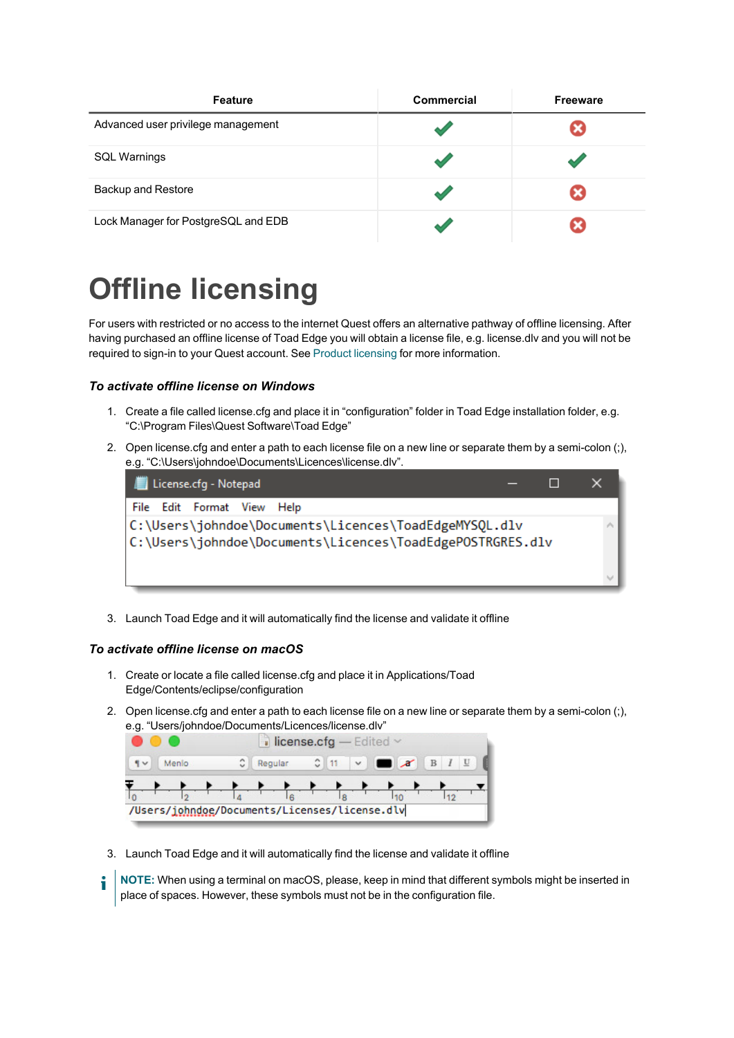| Feature | Commercial | Freeware |
|---|---|---|
| Advanced user privilege management | ✔ | ✖ |
| SQL Warnings | ✔ | ✔ |
| Backup and Restore | ✔ | ✖ |
| Lock Manager for PostgreSQL and EDB | ✔ | ✖ |

# Offline licensing

For users with restricted or no access to the internet Quest offers an alternative pathway of offline licensing. After having purchased an offline license of Toad Edge you will obtain a license file, e.g. license.dlv and you will not be required to sign-in to your Quest account. See Product licensing for more information.

### *To activate offline license on Windows*

1. Create a file called license.cfg and place it in “configuration” folder in Toad Edge installation folder, e.g. “C:\Program Files\Quest Software\Toad Edge”
2. Open license.cfg and enter a path to each license file on a new line or separate them by a semi-colon (;), e.g. “C:\Users\johndoe\Documents\Licences\license.dlv”.

```
C:\Users\johndoe\Documents\Licences\ToadEdgeMYSQL.dlv
C:\Users\johndoe\Documents\Licences\ToadEdgePOSTRGRES.dlv
```

3. Launch Toad Edge and it will automatically find the license and validate it offline

### *To activate offline license on macOS*

1. Create or locate a file called license.cfg and place it in Applications/Toad Edge/Contents/eclipse/configuration
2. Open license.cfg and enter a path to each license file on a new line or separate them by a semi-colon (;), e.g. “Users/johndoe/Documents/Licences/license.dlv”

```
/Users/johndoe/Documents/Licenses/license.dlv
```

3. Launch Toad Edge and it will automatically find the license and validate it offline

**NOTE:** When using a terminal on macOS, please, keep in mind that different symbols might be inserted in place of spaces. However, these symbols must not be in the configuration file.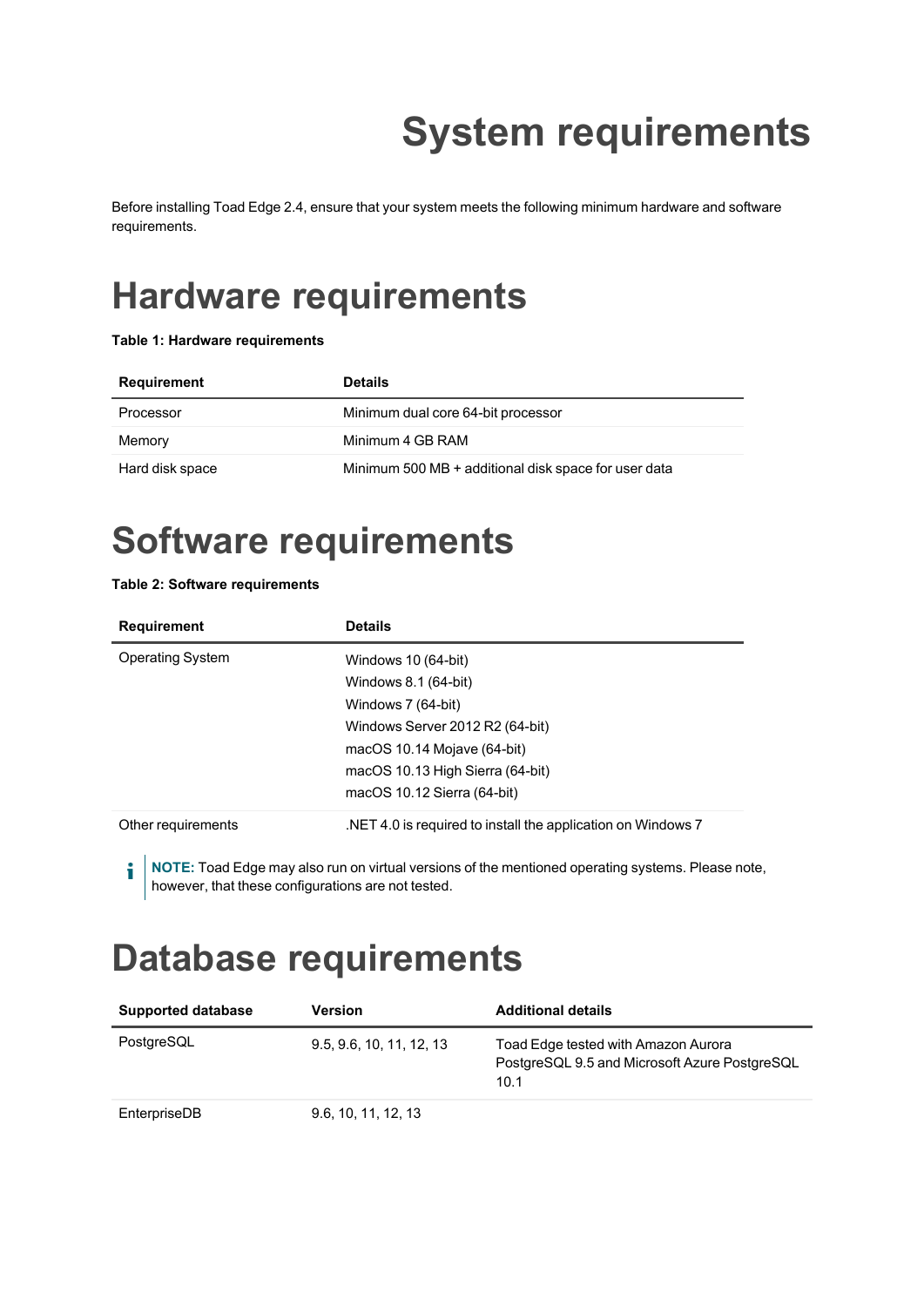# System requirements

Before installing Toad Edge 2.4, ensure that your system meets the following minimum hardware and software requirements.

## Hardware requirements

**Table 1: Hardware requirements**

| Requirement | Details |
| --- | --- |
| Processor | Minimum dual core 64-bit processor |
| Memory | Minimum 4 GB RAM |
| Hard disk space | Minimum 500 MB + additional disk space for user data |

## Software requirements

**Table 2: Software requirements**

| Requirement | Details |
| --- | --- |
| Operating System | Windows 10 (64-bit)<br>Windows 8.1 (64-bit)<br>Windows 7 (64-bit)<br>Windows Server 2012 R2 (64-bit)<br>macOS 10.14 Mojave (64-bit)<br>macOS 10.13 High Sierra (64-bit)<br>macOS 10.12 Sierra (64-bit) |
| Other requirements | .NET 4.0 is required to install the application on Windows 7 |

**NOTE:** Toad Edge may also run on virtual versions of the mentioned operating systems. Please note, however, that these configurations are not tested.

## Database requirements

| Supported database | Version | Additional details |
| --- | --- | --- |
| PostgreSQL | 9.5, 9.6, 10, 11, 12, 13 | Toad Edge tested with Amazon Aurora PostgreSQL 9.5 and Microsoft Azure PostgreSQL 10.1 |
| EnterpriseDB | 9.6, 10, 11, 12, 13 | |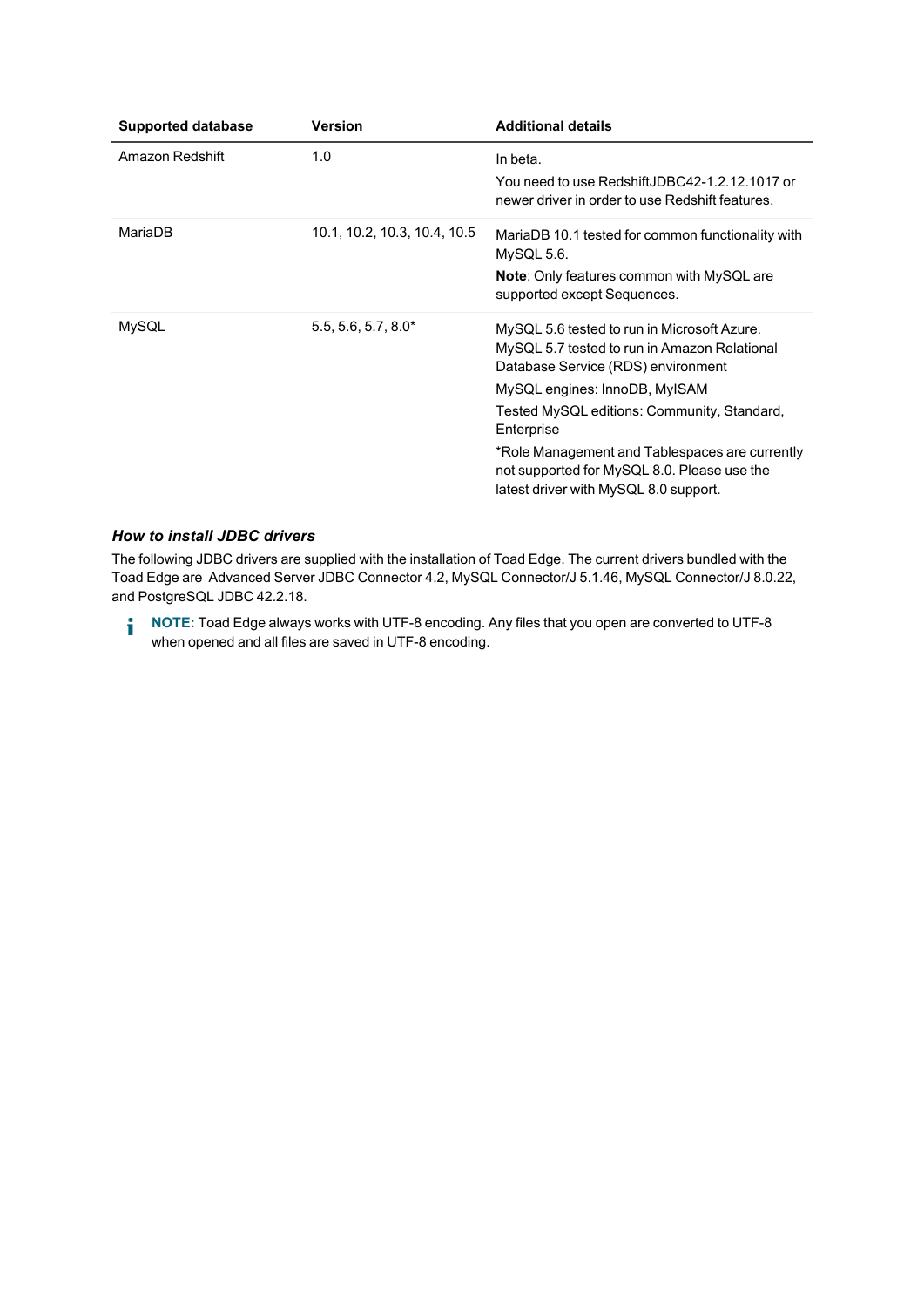| Supported database | Version | Additional details |
|---|---|---|
| Amazon Redshift | 1.0 | In beta.<br>You need to use RedshiftJDBC42-1.2.12.1017 or newer driver in order to use Redshift features. |
| MariaDB | 10.1, 10.2, 10.3, 10.4, 10.5 | MariaDB 10.1 tested for common functionality with MySQL 5.6.<br>**Note**: Only features common with MySQL are supported except Sequences. |
| MySQL | 5.5, 5.6, 5.7, 8.0* | MySQL 5.6 tested to run in Microsoft Azure. MySQL 5.7 tested to run in Amazon Relational Database Service (RDS) environment<br>MySQL engines: InnoDB, MyISAM<br>Tested MySQL editions: Community, Standard, Enterprise<br>*Role Management and Tablespaces are currently not supported for MySQL 8.0. Please use the latest driver with MySQL 8.0 support. |

### *How to install JDBC drivers*

The following JDBC drivers are supplied with the installation of Toad Edge. The current drivers bundled with the Toad Edge are Advanced Server JDBC Connector 4.2, MySQL Connector/J 5.1.46, MySQL Connector/J 8.0.22, and PostgreSQL JDBC 42.2.18.

> **NOTE:** Toad Edge always works with UTF-8 encoding. Any files that you open are converted to UTF-8 when opened and all files are saved in UTF-8 encoding.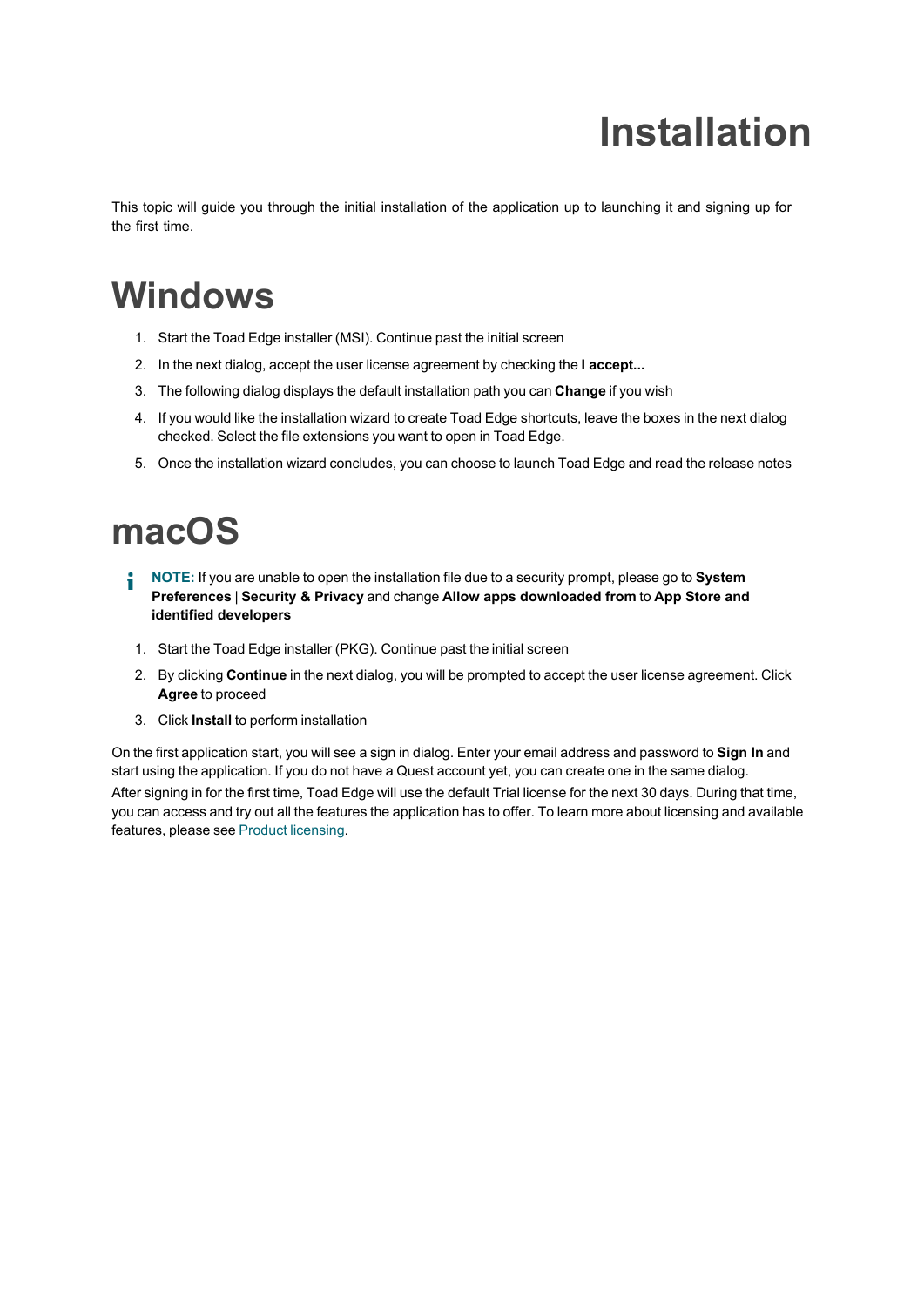# Installation

This topic will guide you through the initial installation of the application up to launching it and signing up for the first time.

## Windows

1. Start the Toad Edge installer (MSI). Continue past the initial screen
2. In the next dialog, accept the user license agreement by checking the **I accept...**
3. The following dialog displays the default installation path you can **Change** if you wish
4. If you would like the installation wizard to create Toad Edge shortcuts, leave the boxes in the next dialog checked. Select the file extensions you want to open in Toad Edge.
5. Once the installation wizard concludes, you can choose to launch Toad Edge and read the release notes

## macOS

> **NOTE:** If you are unable to open the installation file due to a security prompt, please go to **System Preferences** | **Security & Privacy** and change **Allow apps downloaded from** to **App Store and identified developers**

1. Start the Toad Edge installer (PKG). Continue past the initial screen
2. By clicking **Continue** in the next dialog, you will be prompted to accept the user license agreement. Click **Agree** to proceed
3. Click **Install** to perform installation

On the first application start, you will see a sign in dialog. Enter your email address and password to **Sign In** and start using the application. If you do not have a Quest account yet, you can create one in the same dialog.

After signing in for the first time, Toad Edge will use the default Trial license for the next 30 days. During that time, you can access and try out all the features the application has to offer. To learn more about licensing and available features, please see Product licensing.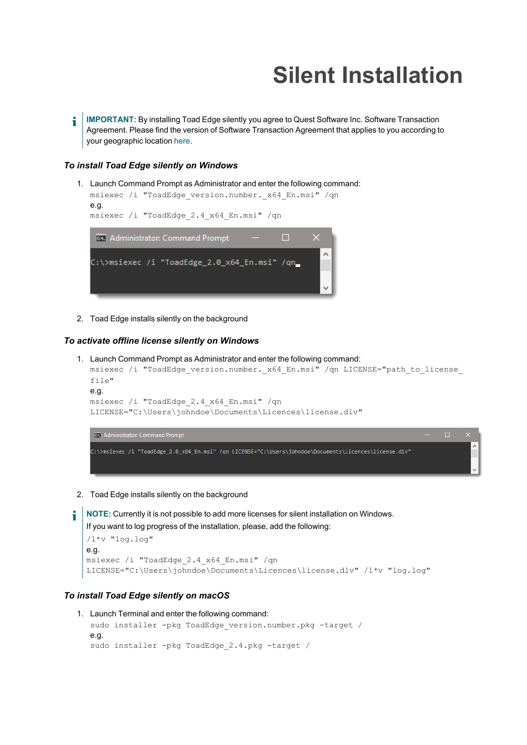# Silent Installation

**IMPORTANT:** By installing Toad Edge silently you agree to Quest Software Inc. Software Transaction Agreement. Please find the version of Software Transaction Agreement that applies to you according to your geographic location here.

### *To install Toad Edge silently on Windows*

1. Launch Command Prompt as Administrator and enter the following command:
   ```
   msiexec /i "ToadEdge_version.number._x64_En.msi" /qn
   ```
   e.g.
   ```
   msiexec /i "ToadEdge_2.4_x64_En.msi" /qn
   ```
2. Toad Edge installs silently on the background

### *To activate offline license silently on Windows*

1. Launch Command Prompt as Administrator and enter the following command:
   ```
   msiexec /i "ToadEdge_version.number._x64_En.msi" /qn LICENSE="path_to_license_file"
   ```
   e.g.
   ```
   msiexec /i "ToadEdge_2.4_x64_En.msi" /qn
   LICENSE="C:\Users\johndoe\Documents\Licences\license.dlv"
   ```
2. Toad Edge installs silently on the background

**NOTE:** Currently it is not possible to add more licenses for silent installation on Windows.
If you want to log progress of the installation, please, add the following:
```
/l*v "log.log"
```
e.g.
```
msiexec /i "ToadEdge_2.4_x64_En.msi" /qn
LICENSE="C:\Users\johndoe\Documents\Licences\license.dlv" /l*v "log.log"
```

### *To install Toad Edge silently on macOS*

1. Launch Terminal and enter the following command:
   ```
   sudo installer -pkg ToadEdge_version.number.pkg -target /
   ```
   e.g.
   ```
   sudo installer -pkg ToadEdge_2.4.pkg -target /
   ```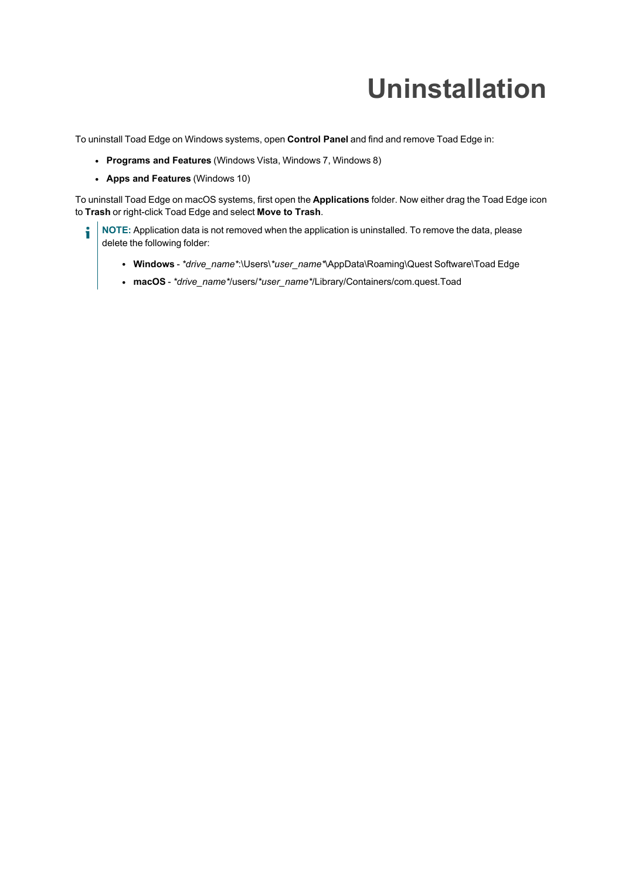# Uninstallation

To uninstall Toad Edge on Windows systems, open **Control Panel** and find and remove Toad Edge in:

- **Programs and Features** (Windows Vista, Windows 7, Windows 8)
- **Apps and Features** (Windows 10)

To uninstall Toad Edge on macOS systems, first open the **Applications** folder. Now either drag the Toad Edge icon to **Trash** or right-click Toad Edge and select **Move to Trash**.

> **NOTE:** Application data is not removed when the application is uninstalled. To remove the data, please delete the following folder:
>
> - **Windows** - *\*drive_name\**:\Users\\*\*user_name\**\AppData\Roaming\Quest Software\Toad Edge
> - **macOS** - *\*drive_name\**/users/*\*user_name\**/Library/Containers/com.quest.Toad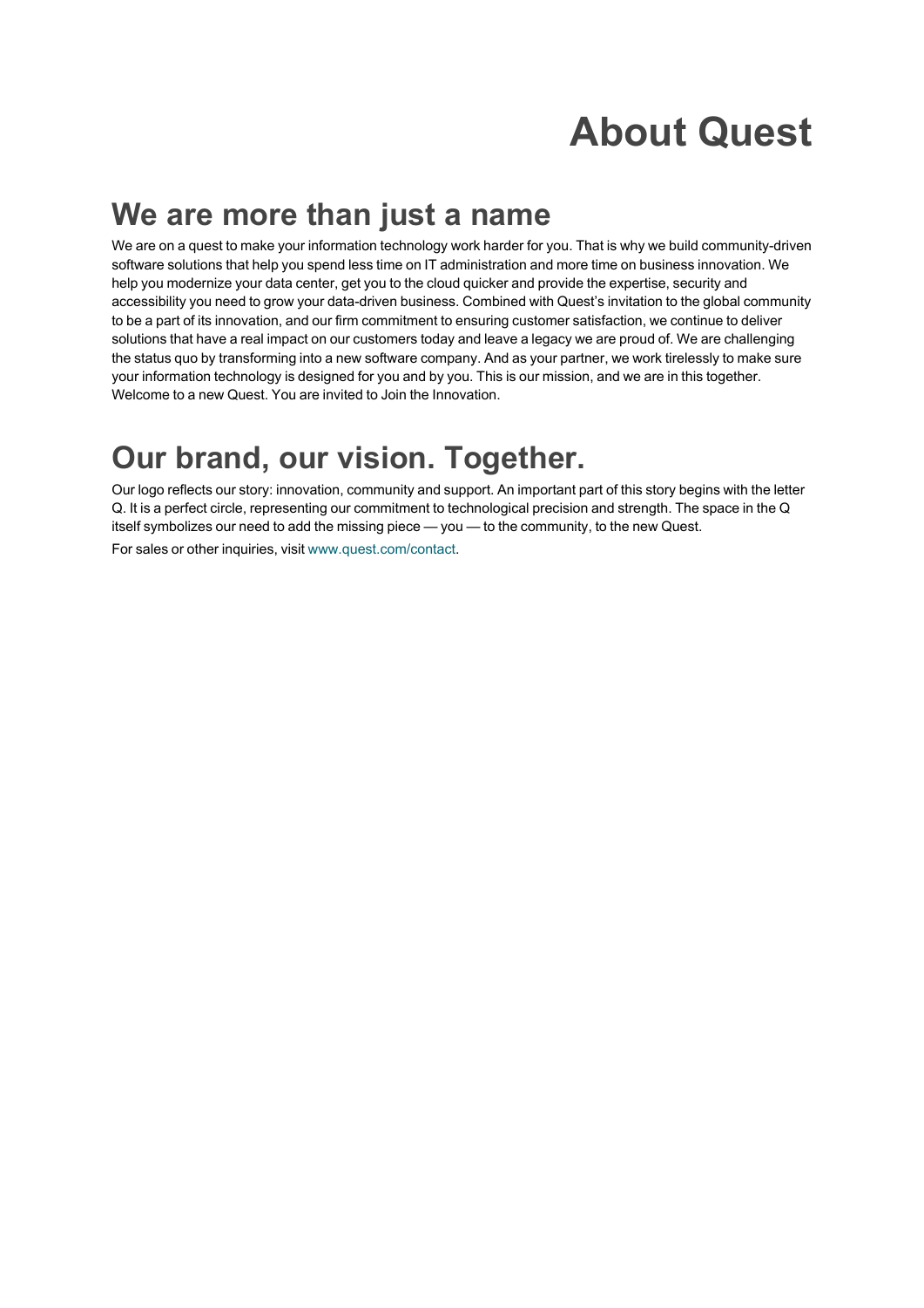# About Quest

## We are more than just a name

We are on a quest to make your information technology work harder for you. That is why we build community-driven software solutions that help you spend less time on IT administration and more time on business innovation. We help you modernize your data center, get you to the cloud quicker and provide the expertise, security and accessibility you need to grow your data-driven business. Combined with Quest's invitation to the global community to be a part of its innovation, and our firm commitment to ensuring customer satisfaction, we continue to deliver solutions that have a real impact on our customers today and leave a legacy we are proud of. We are challenging the status quo by transforming into a new software company. And as your partner, we work tirelessly to make sure your information technology is designed for you and by you. This is our mission, and we are in this together. Welcome to a new Quest. You are invited to Join the Innovation.

## Our brand, our vision. Together.

Our logo reflects our story: innovation, community and support. An important part of this story begins with the letter Q. It is a perfect circle, representing our commitment to technological precision and strength. The space in the Q itself symbolizes our need to add the missing piece — you — to the community, to the new Quest.

For sales or other inquiries, visit www.quest.com/contact.